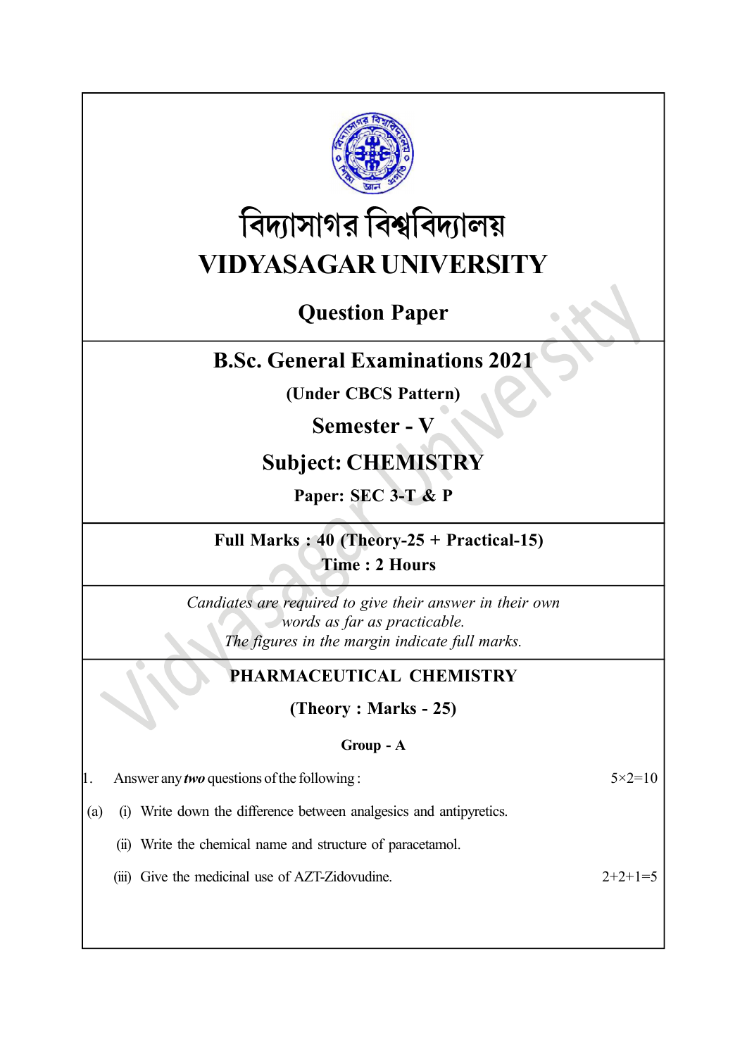# বিদ্যাসাগর বিশ্ববিদ্যালয়

# VIDYASAGAR UNIVERSITY

## Question Paper

## B.Sc. General Examinations 2021

**(Under CBCS Pattern)**

## Semester - V

## Subject: CHEMISTRY

**Paper: SEC 3-T & P**

**Full Marks : 40 (Theory-25 + Practical-15)**
**Time : 2 Hours**

*Candiates are required to give their answer in their own words as far as practicable.*
*The figures in the margin indicate full marks.*

### PHARMACEUTICAL CHEMISTRY

**(Theory : Marks - 25)**

**Group - A**

1. Answer any ***two*** questions of the following : 5×2=10

(a) (i) Write down the difference between analgesics and antipyretics.

(ii) Write the chemical name and structure of paracetamol.

(iii) Give the medicinal use of AZT-Zidovudine. 2+2+1=5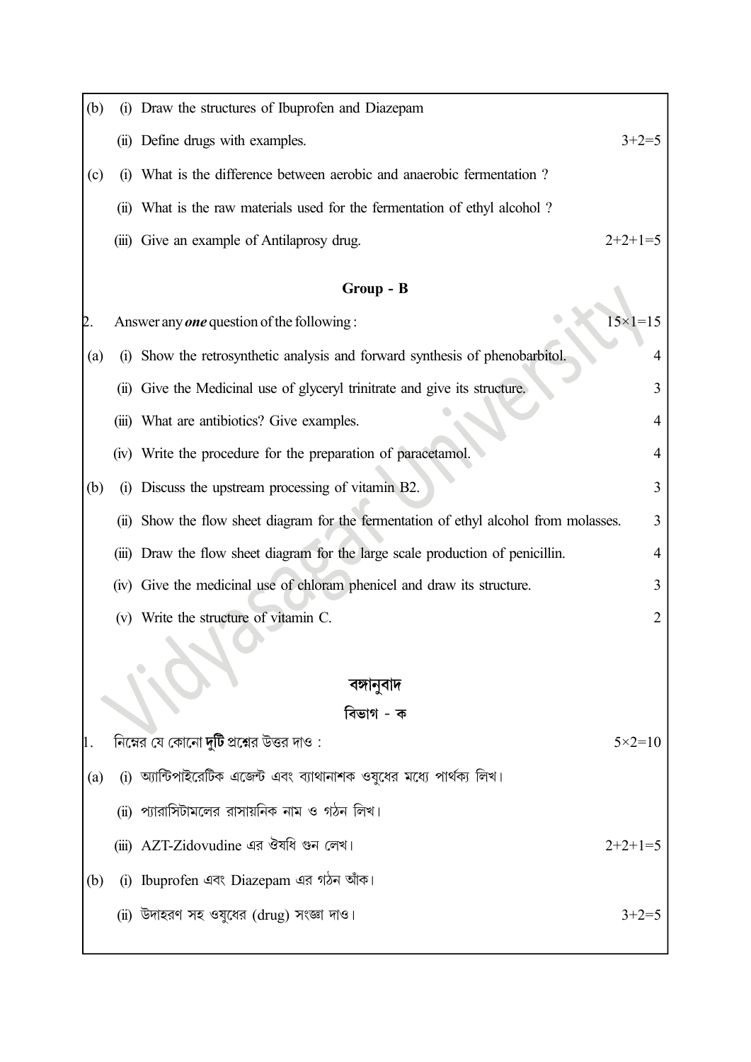(b) (i) Draw the structures of Ibuprofen and Diazepam

(ii) Define drugs with examples. 3+2=5

(c) (i) What is the difference between aerobic and anaerobic fermentation ?

(ii) What is the raw materials used for the fermentation of ethyl alcohol ?

(iii) Give an example of Antilaprosy drug. 2+2+1=5

## Group - B

2. Answer any ***one*** question of the following : 15×1=15

(a) (i) Show the retrosynthetic analysis and forward synthesis of phenobarbitol. 4

(ii) Give the Medicinal use of glyceryl trinitrate and give its structure. 3

(iii) What are antibiotics? Give examples. 4

(iv) Write the procedure for the preparation of paracetamol. 4

(b) (i) Discuss the upstream processing of vitamin B2. 3

(ii) Show the flow sheet diagram for the fermentation of ethyl alcohol from molasses. 3

(iii) Draw the flow sheet diagram for the large scale production of penicillin. 4

(iv) Give the medicinal use of chloram phenicel and draw its structure. 3

(v) Write the structure of vitamin C. 2

## বঙ্গানুবাদ

### বিভাগ - ক

1. নিম্নের যে কোনো **দুটি** প্রশ্নের উত্তর দাও : 5×2=10

(a) (i) অ্যান্টিপাইরেটিক এজেন্ট এবং ব্যাথানাশক ওষুধের মধ্যে পার্থক্য লিখ।

(ii) প্যারাসিটামলের রাসায়নিক নাম ও গঠন লিখ।

(iii) AZT-Zidovudine এর ঔষধি গুন লেখ। 2+2+1=5

(b) (i) Ibuprofen এবং Diazepam এর গঠন আঁক।

(ii) উদাহরণ সহ ওষুধের (drug) সংজ্ঞা দাও। 3+2=5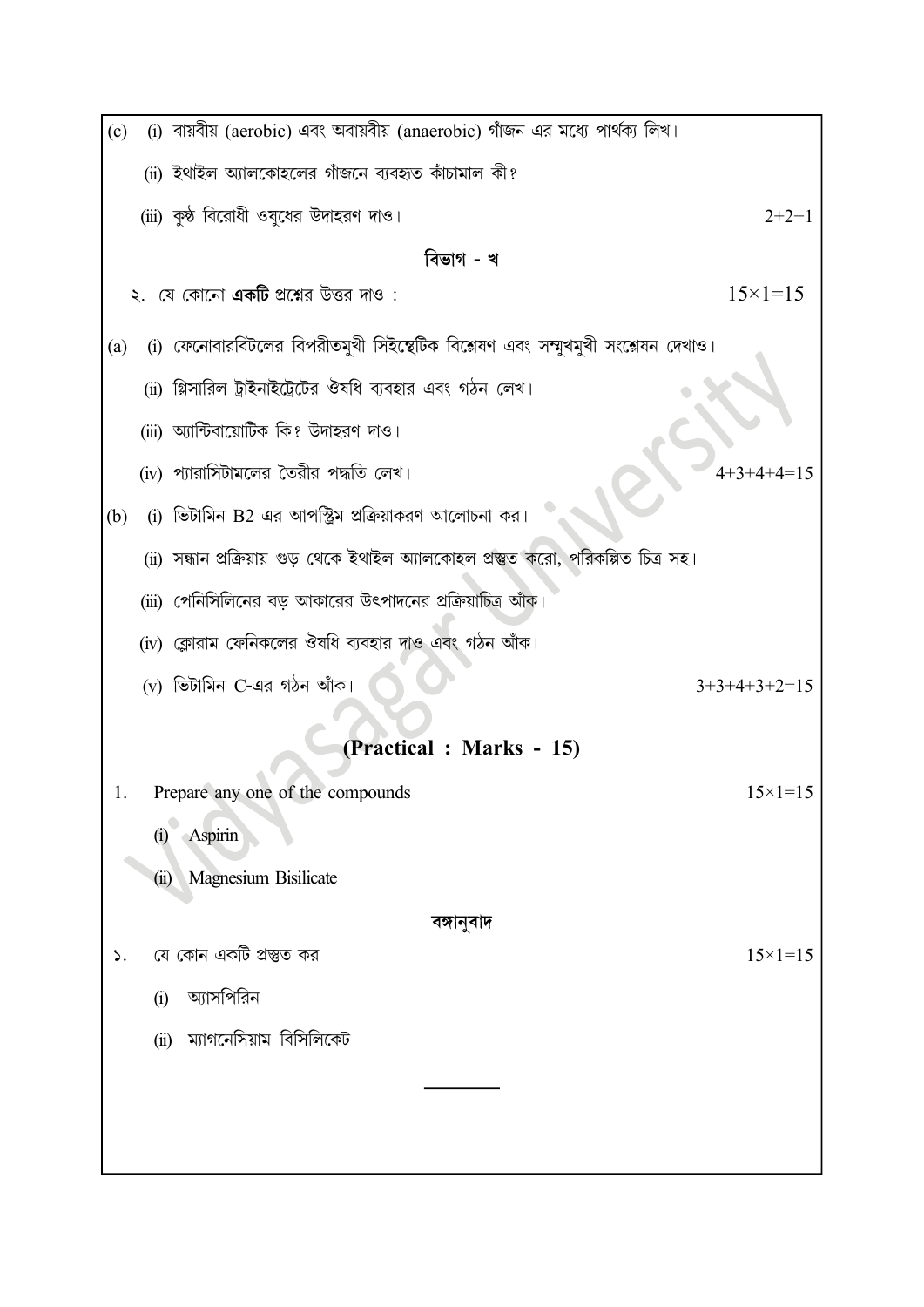(c) (i) বায়বীয় (aerobic) এবং অবায়বীয় (anaerobic) গাঁজন এর মধ্যে পার্থক্য লিখ।

(ii) ইথাইল অ্যালকোহলের গাঁজনে ব্যবহৃত কাঁচামাল কী?

(iii) কুষ্ঠ বিরোধী ওষুধের উদাহরণ দাও। 2+2+1

### বিভাগ - খ

২. যে কোনো **একটি** প্রশ্নের উত্তর দাও : 15×1=15

(a) (i) ফেনোবারবিটলের বিপরীতমুখী সিইন্থেটিক বিশ্লেষণ এবং সম্মুখমুখী সংশ্লেষন দেখাও।

(ii) গ্লিসারিল ট্রাইনাইট্রেটের ঔষধি ব্যবহার এবং গঠন লেখ।

(iii) অ্যান্টিবায়োটিক কি? উদাহরণ দাও।

(iv) প্যারাসিটামলের তৈরীর পদ্ধতি লেখ। 4+3+4+4=15

(b) (i) ভিটামিন B2 এর আপস্ট্রিম প্রক্রিয়াকরণ আলোচনা কর।

(ii) সন্ধান প্রক্রিয়ায় গুড় থেকে ইথাইল অ্যালকোহল প্রস্তুত করো, পরিকল্পিত চিত্র সহ।

(iii) পেনিসিলিনের বড় আকারের উৎপাদনের প্রক্রিয়াচিত্র আঁক।

(iv) ক্লোরাম ফেনিকলের ঔষধি ব্যবহার দাও এবং গঠন আঁক।

(v) ভিটামিন C-এর গঠন আঁক। 3+3+4+3+2=15

## (Practical : Marks - 15)

1. Prepare any one of the compounds 15×1=15

   (i) Aspirin

   (ii) Magnesium Bisilicate

### বঙ্গানুবাদ

১. যে কোন একটি প্রস্তুত কর 15×1=15

   (i) অ্যাসপিরিন

   (ii) ম্যাগনেসিয়াম বিসিলিকেট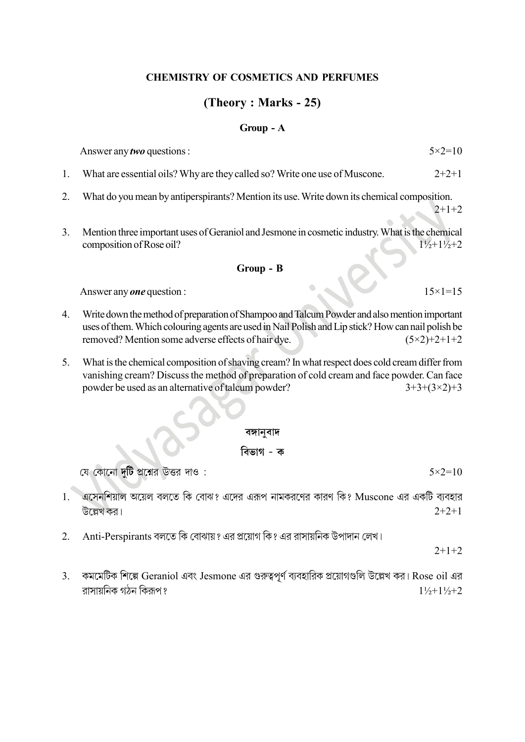## CHEMISTRY OF COSMETICS AND PERFUMES

### (Theory : Marks - 25)

#### Group - A

Answer any ***two*** questions : 5×2=10

1. What are essential oils? Why are they called so? Write one use of Muscone. 2+2+1

2. What do you mean by antiperspirants? Mention its use. Write down its chemical composition. 2+1+2

3. Mention three important uses of Geraniol and Jesmone in cosmetic industry. What is the chemical composition of Rose oil? 1½+1½+2

#### Group - B

Answer any ***one*** question : 15×1=15

4. Write down the method of preparation of Shampoo and Talcum Powder and also mention important uses of them. Which colouring agents are used in Nail Polish and Lip stick? How can nail polish be removed? Mention some adverse effects of hair dye. (5×2)+2+1+2

5. What is the chemical composition of shaving cream? In what respect does cold cream differ from vanishing cream? Discuss the method of preparation of cold cream and face powder. Can face powder be used as an alternative of talcum powder? 3+3+(3×2)+3

#### বঙ্গানুবাদ

#### বিভাগ - ক

যে কোনো **দুটি** প্রশ্নের উত্তর দাও : 5×2=10

1. এসেনশিয়াল অয়েল বলতে কি বোঝ? এদের এরূপ নামকরণের কারণ কি? Muscone এর একটি ব্যবহার উল্লেখ কর। 2+2+1

2. Anti-Perspirants বলতে কি বোঝায়? এর প্রয়োগ কি? এর রাসায়নিক উপাদান লেখ। 2+1+2

3. কসমেটিক শিল্পে Geraniol এবং Jesmone এর গুরুত্বপূর্ণ ব্যবহারিক প্রয়োগগুলি উল্লেখ কর। Rose oil এর রাসায়নিক গঠন কিরূপ? 1½+1½+2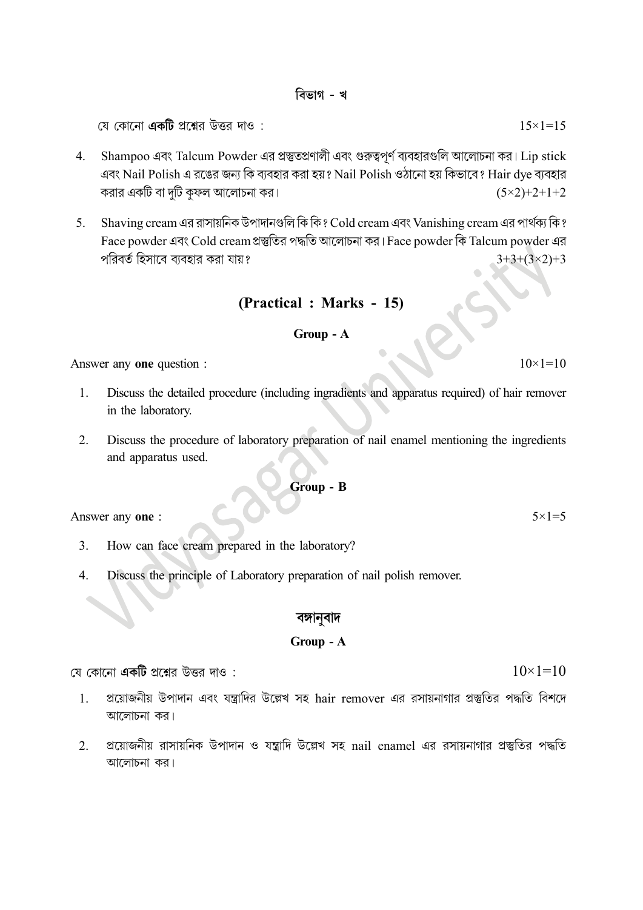## বিভাগ - খ

যে কোনো **একটি** প্রশ্নের উত্তর দাও : $15\times1=15$

4. Shampoo এবং Talcum Powder এর প্রস্তুতপ্রণালী এবং গুরুত্বপূর্ণ ব্যবহারগুলি আলোচনা কর। Lip stick এবং Nail Polish এ রঙের জন্য কি ব্যবহার করা হয়? Nail Polish ওঠানো হয় কিভাবে? Hair dye ব্যবহার করার একটি বা দুটি কুফল আলোচনা কর। $(5\times2)+2+1+2$

5. Shaving cream এর রাসায়নিক উপাদানগুলি কি কি? Cold cream এবং Vanishing cream এর পার্থক্য কি? Face powder এবং Cold cream প্রস্তুতির পদ্ধতি আলোচনা কর। Face powder কি Talcum powder এর পরিবর্ত হিসাবে ব্যবহার করা যায়? $3+3+(3\times2)+3$

## (Practical : Marks - 15)

### Group - A

Answer any **one** question : $10\times1=10$

1. Discuss the detailed procedure (including ingradients and apparatus required) of hair remover in the laboratory.

2. Discuss the procedure of laboratory preparation of nail enamel mentioning the ingredients and apparatus used.

### Group - B

Answer any **one** : $5\times1=5$

3. How can face cream prepared in the laboratory?

4. Discuss the principle of Laboratory preparation of nail polish remover.

## বঙ্গানুবাদ

### Group - A

যে কোনো **একটি** প্রশ্নের উত্তর দাও : $10\times1=10$

1. প্রয়োজনীয় উপাদান এবং যন্ত্রাদির উল্লেখ সহ hair remover এর রসায়নাগার প্রস্তুতির পদ্ধতি বিশদে আলোচনা কর।

2. প্রয়োজনীয় রাসায়নিক উপাদান ও যন্ত্রাদি উল্লেখ সহ nail enamel এর রসায়নাগার প্রস্তুতির পদ্ধতি আলোচনা কর।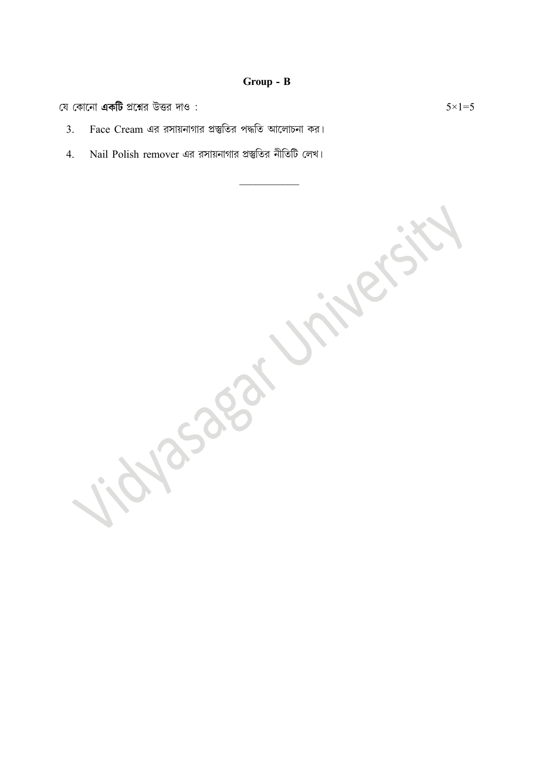## Group - B

যে কোনো **একটি** প্রশ্নের উত্তর দাও : $5\times1=5$

3. Face Cream এর রসায়নাগার প্রস্তুতির পদ্ধতি আলোচনা কর।

4. Nail Polish remover এর রসায়নাগার প্রস্তুতির নীতিটি লেখ।

---